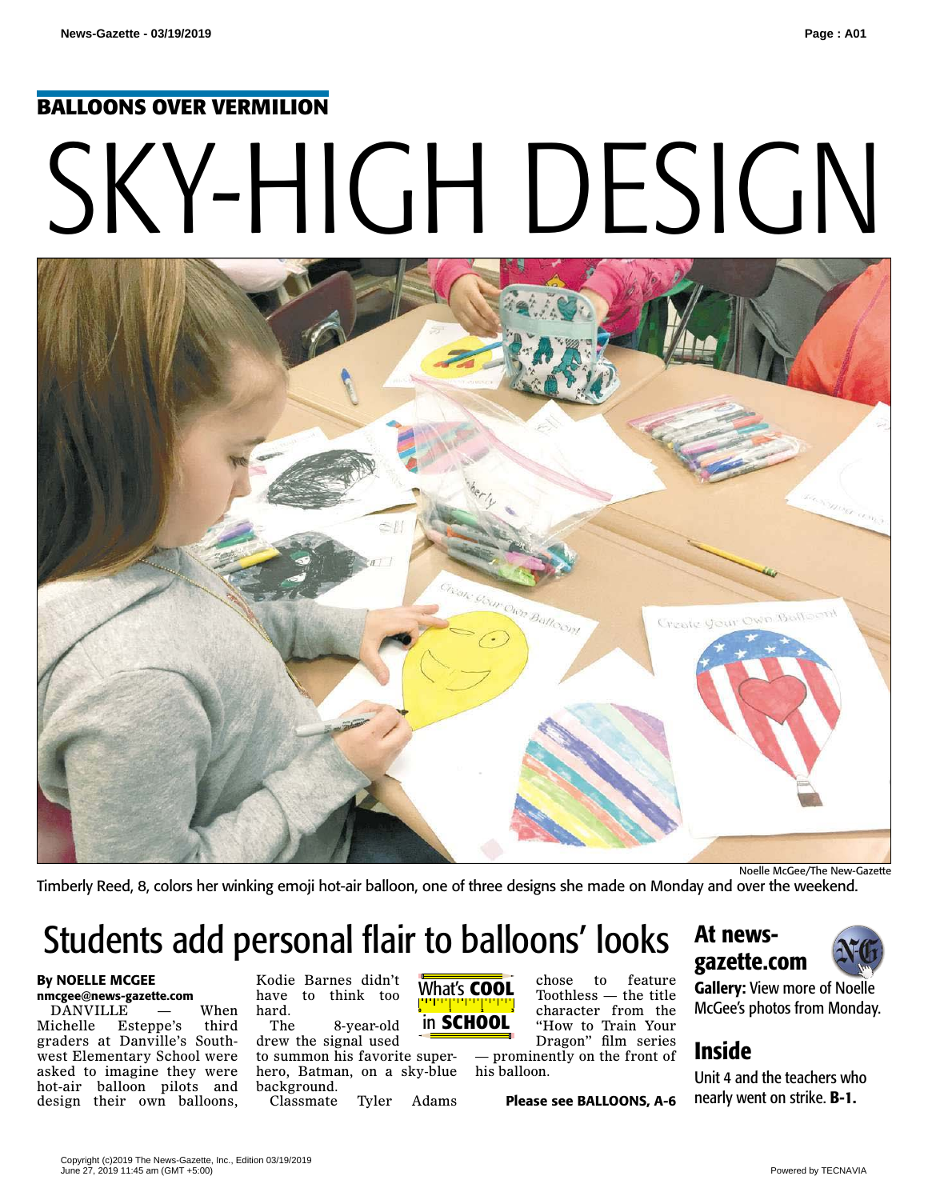BALLOONS OVER VERMILION

# SKY-HIGH DESIGN

Noelle McGee/The New-Gazette

Timberly Reed, 8, colors her winking emoji hot-air balloon, one of three designs she made on Monday and over the weekend.

## Students add personal flair to balloons' looks

**By NOELLE MCGEE**
**nmcgee@news-gazette.com**

DANVILLE — When Michelle Esteppe's third graders at Danville's Southwest Elementary School were asked to imagine they were hot-air balloon pilots and design their own balloons, Kodie Barnes didn't have to think too hard.

The 8-year-old drew the signal used to summon his favorite superhero, Batman, on a sky-blue background.

Classmate Tyler Adams chose to feature Toothless — the title character from the "How to Train Your Dragon" film series — prominently on the front of his balloon.

What's COOL in SCHOOL

**Please see BALLOONS, A-6**

### At news-gazette.com

**Gallery:** View more of Noelle McGee's photos from Monday.

### Inside

Unit 4 and the teachers who nearly went on strike. **B-1.**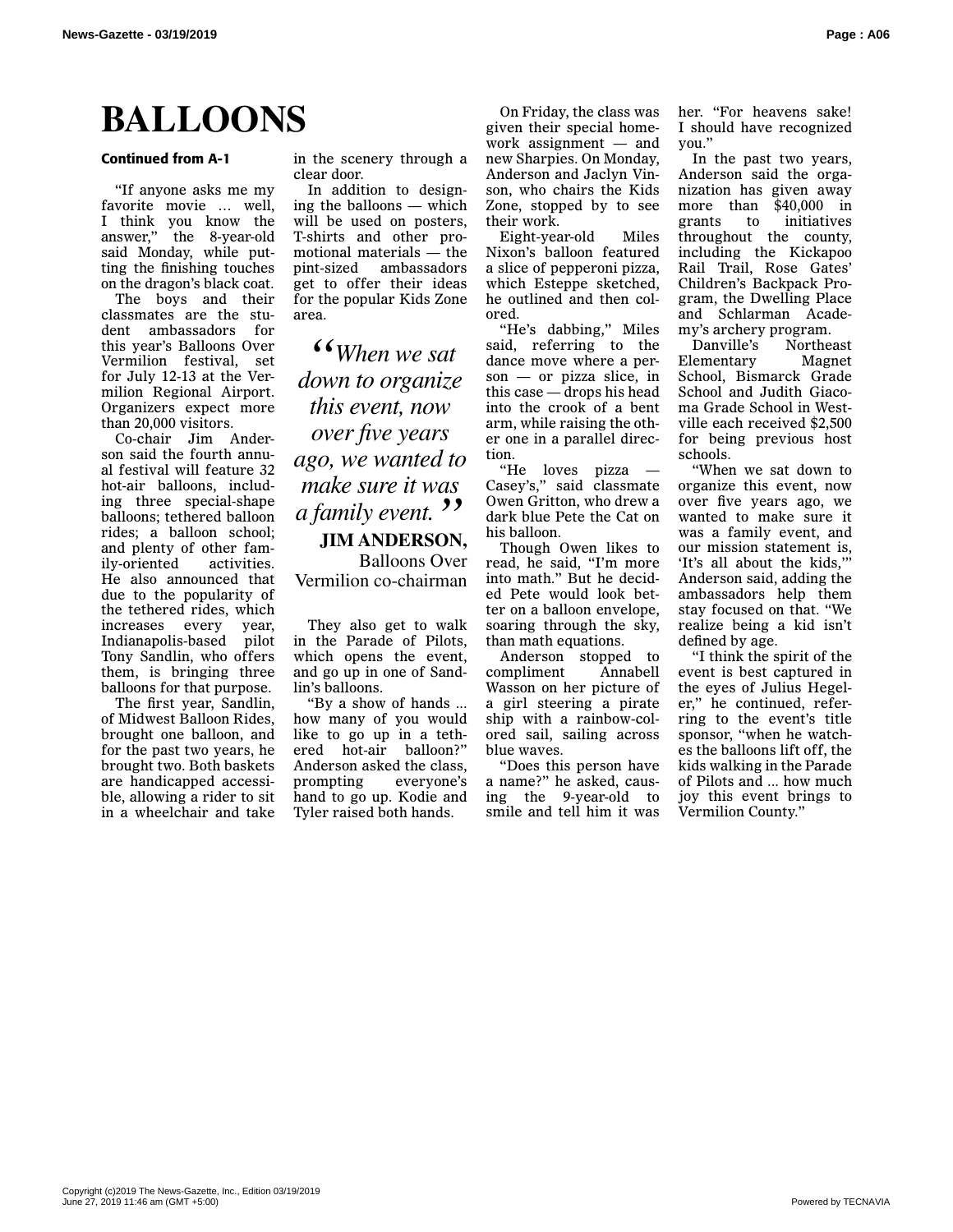# BALLOONS

**Continued from A-1**

"If anyone asks me my favorite movie … well, I think you know the answer," the 8-year-old said Monday, while putting the finishing touches on the dragon's black coat.

The boys and their classmates are the student ambassadors for this year's Balloons Over Vermilion festival, set for July 12-13 at the Vermilion Regional Airport. Organizers expect more than 20,000 visitors.

Co-chair Jim Anderson said the fourth annual festival will feature 32 hot-air balloons, including three special-shape balloons; tethered balloon rides; a balloon school; and plenty of other family-oriented activities. He also announced that due to the popularity of the tethered rides, which increases every year, Indianapolis-based pilot Tony Sandlin, who offers them, is bringing three balloons for that purpose.

The first year, Sandlin, of Midwest Balloon Rides, brought one balloon, and for the past two years, he brought two. Both baskets are handicapped accessible, allowing a rider to sit in a wheelchair and take in the scenery through a clear door.

In addition to designing the balloons — which will be used on posters, T-shirts and other promotional materials — the pint-sized ambassadors get to offer their ideas for the popular Kids Zone area.

> *"When we sat down to organize this event, now over five years ago, we wanted to make sure it was a family event."*
>
> **JIM ANDERSON,** Balloons Over Vermilion co-chairman

They also get to walk in the Parade of Pilots, which opens the event, and go up in one of Sandlin's balloons.

"By a show of hands ... how many of you would like to go up in a tethered hot-air balloon?" Anderson asked the class, prompting everyone's hand to go up. Kodie and Tyler raised both hands.

On Friday, the class was given their special homework assignment — and new Sharpies. On Monday, Anderson and Jaclyn Vinson, who chairs the Kids Zone, stopped by to see their work.

Eight-year-old Miles Nixon's balloon featured a slice of pepperoni pizza, which Esteppe sketched, he outlined and then colored.

"He's dabbing," Miles said, referring to the dance move where a person — or pizza slice, in this case — drops his head into the crook of a bent arm, while raising the other one in a parallel direction.

"He loves pizza — Casey's," said classmate Owen Gritton, who drew a dark blue Pete the Cat on his balloon.

Though Owen likes to read, he said, "I'm more into math." But he decided Pete would look better on a balloon envelope, soaring through the sky, than math equations.

Anderson stopped to compliment Annabell Wasson on her picture of a girl steering a pirate ship with a rainbow-colored sail, sailing across blue waves.

"Does this person have a name?" he asked, causing the 9-year-old to smile and tell him it was her. "For heavens sake! I should have recognized you."

In the past two years, Anderson said the organization has given away more than $40,000 in grants to initiatives throughout the county, including the Kickapoo Rail Trail, Rose Gates' Children's Backpack Program, the Dwelling Place and Schlarman Academy's archery program.

Danville's Northeast Elementary Magnet School, Bismarck Grade School and Judith Giacoma Grade School in Westville each received $2,500 for being previous host schools.

"When we sat down to organize this event, now over five years ago, we wanted to make sure it was a family event, and our mission statement is, 'It's all about the kids,'" Anderson said, adding the ambassadors help them stay focused on that. "We realize being a kid isn't defined by age.

"I think the spirit of the event is best captured in the eyes of Julius Hegeler," he continued, referring to the event's title sponsor, "when he watches the balloons lift off, the kids walking in the Parade of Pilots and ... how much joy this event brings to Vermilion County."